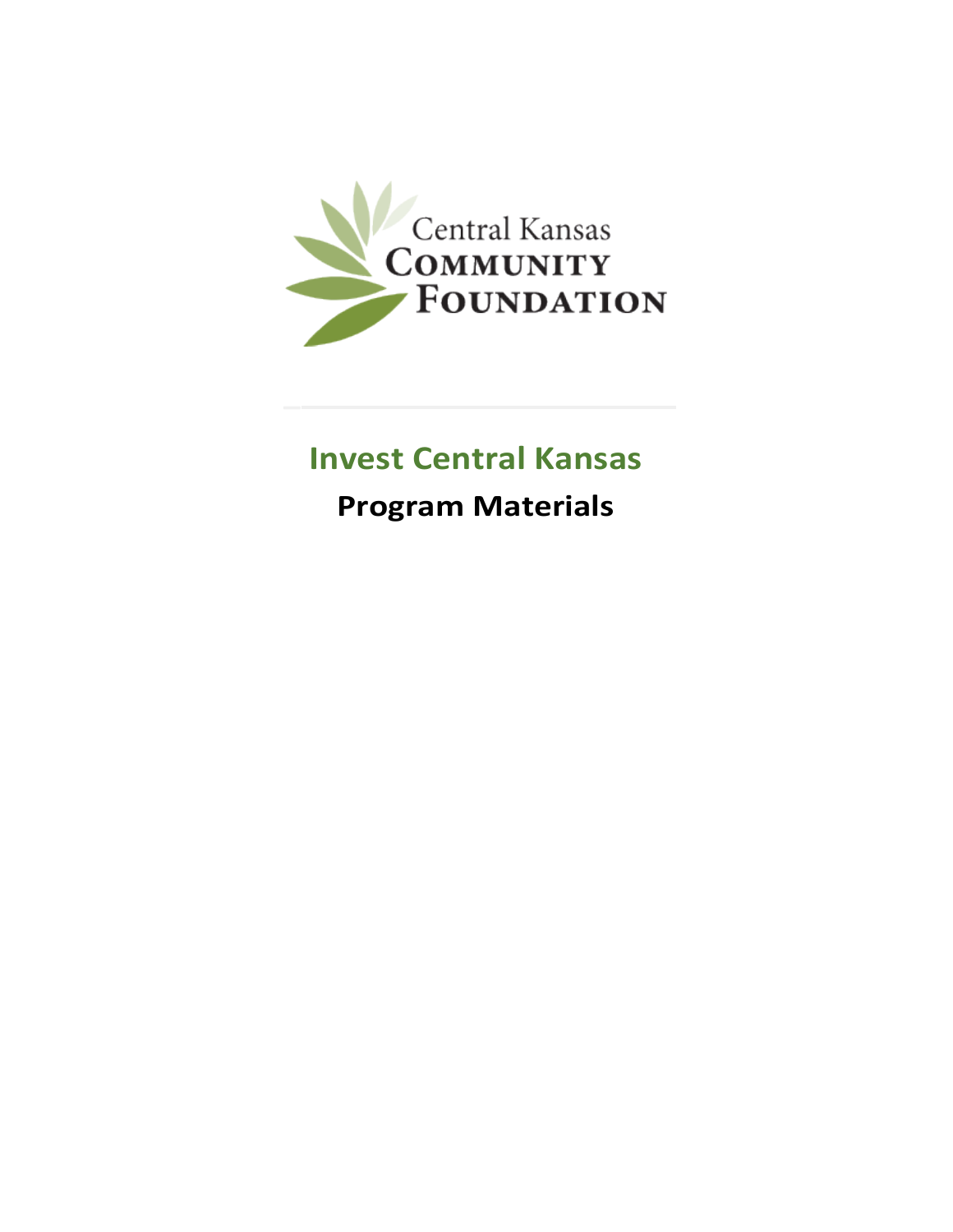Central Kansas
Community
Foundation

# Invest Central Kansas

## Program Materials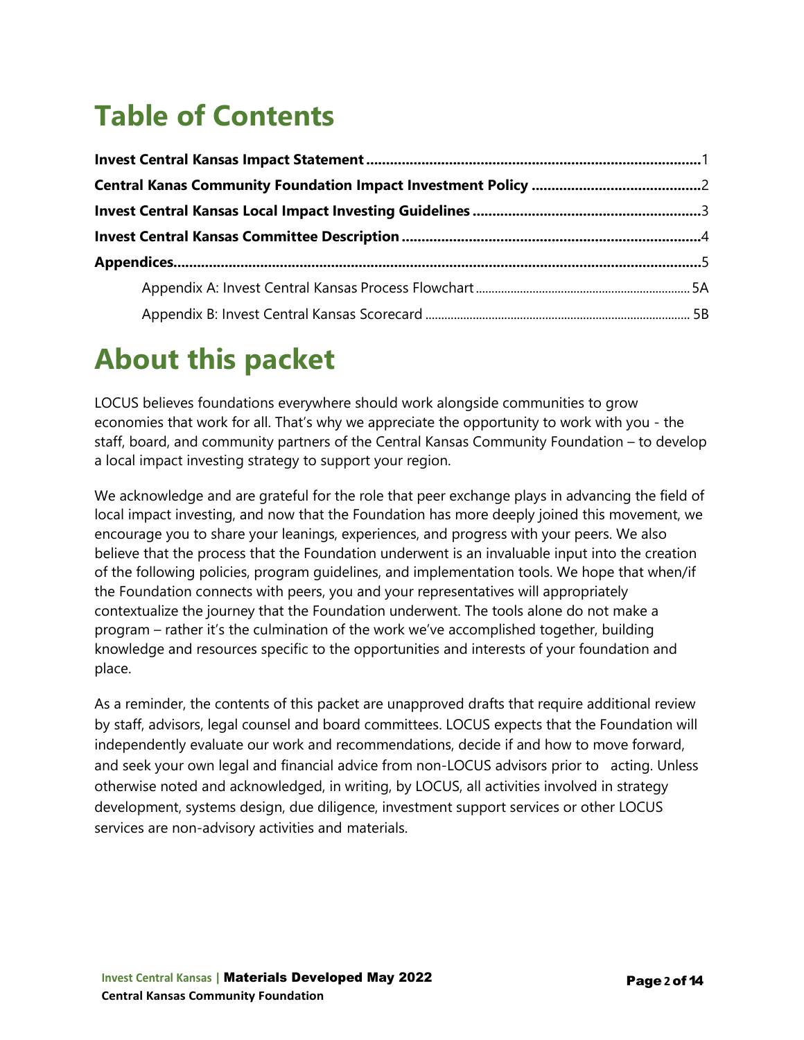# Table of Contents

**Invest Central Kansas Impact Statement** .................................................................................... 1

**Central Kanas Community Foundation Impact Investment Policy** .......................................... 2

**Invest Central Kansas Local Impact Investing Guidelines** ......................................................... 3

**Invest Central Kansas Committee Description** ........................................................................... 4

**Appendices** ..................................................................................................................................... 5

- Appendix A: Invest Central Kansas Process Flowchart ..................................................................... 5A
- Appendix B: Invest Central Kansas Scorecard ..................................................................................... 5B

# About this packet

LOCUS believes foundations everywhere should work alongside communities to grow economies that work for all. That's why we appreciate the opportunity to work with you - the staff, board, and community partners of the Central Kansas Community Foundation – to develop a local impact investing strategy to support your region.

We acknowledge and are grateful for the role that peer exchange plays in advancing the field of local impact investing, and now that the Foundation has more deeply joined this movement, we encourage you to share your leanings, experiences, and progress with your peers. We also believe that the process that the Foundation underwent is an invaluable input into the creation of the following policies, program guidelines, and implementation tools. We hope that when/if the Foundation connects with peers, you and your representatives will appropriately contextualize the journey that the Foundation underwent. The tools alone do not make a program – rather it's the culmination of the work we've accomplished together, building knowledge and resources specific to the opportunities and interests of your foundation and place.

As a reminder, the contents of this packet are unapproved drafts that require additional review by staff, advisors, legal counsel and board committees. LOCUS expects that the Foundation will independently evaluate our work and recommendations, decide if and how to move forward, and seek your own legal and financial advice from non-LOCUS advisors prior to acting. Unless otherwise noted and acknowledged, in writing, by LOCUS, all activities involved in strategy development, systems design, due diligence, investment support services or other LOCUS services are non-advisory activities and materials.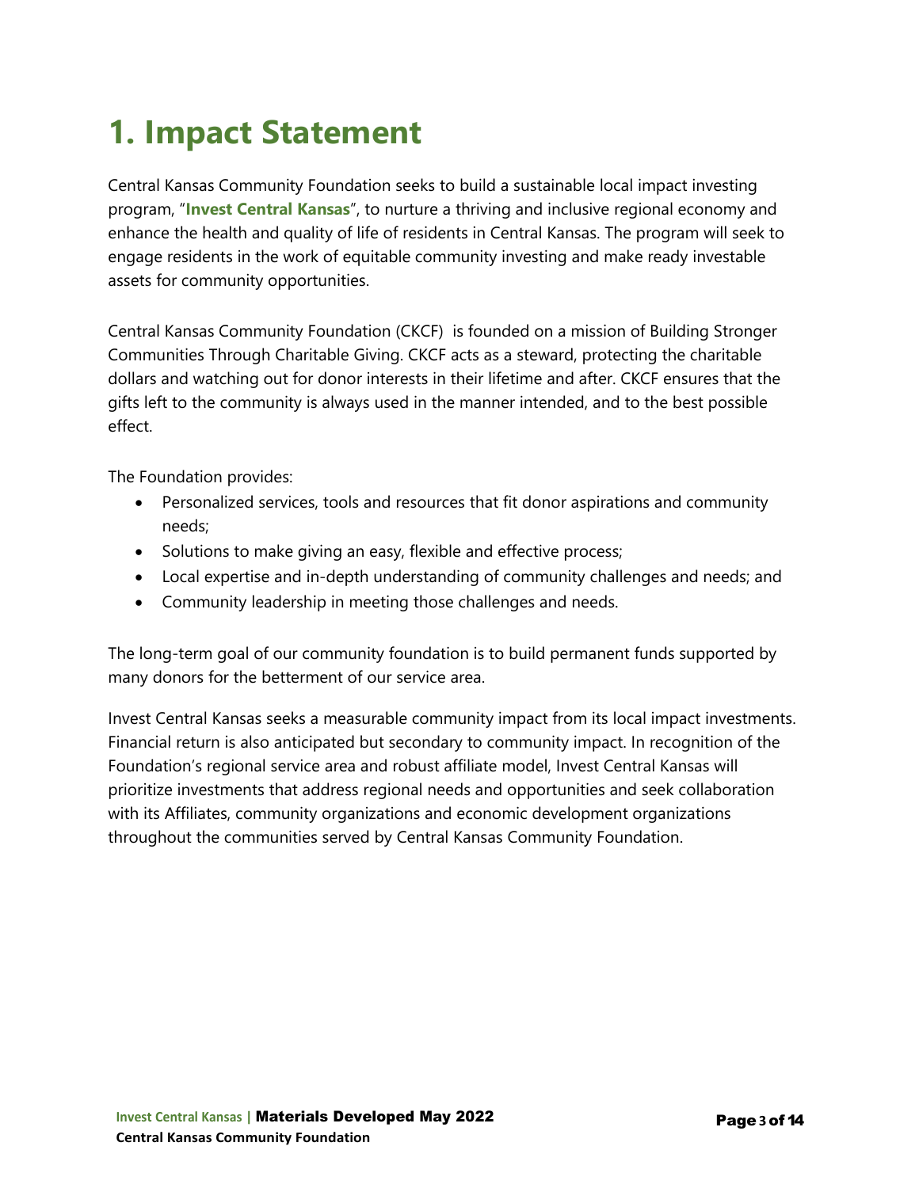# 1. Impact Statement

Central Kansas Community Foundation seeks to build a sustainable local impact investing program, "**Invest Central Kansas**", to nurture a thriving and inclusive regional economy and enhance the health and quality of life of residents in Central Kansas. The program will seek to engage residents in the work of equitable community investing and make ready investable assets for community opportunities.

Central Kansas Community Foundation (CKCF) is founded on a mission of Building Stronger Communities Through Charitable Giving. CKCF acts as a steward, protecting the charitable dollars and watching out for donor interests in their lifetime and after. CKCF ensures that the gifts left to the community is always used in the manner intended, and to the best possible effect.

The Foundation provides:

- Personalized services, tools and resources that fit donor aspirations and community needs;
- Solutions to make giving an easy, flexible and effective process;
- Local expertise and in-depth understanding of community challenges and needs; and
- Community leadership in meeting those challenges and needs.

The long-term goal of our community foundation is to build permanent funds supported by many donors for the betterment of our service area.

Invest Central Kansas seeks a measurable community impact from its local impact investments. Financial return is also anticipated but secondary to community impact. In recognition of the Foundation's regional service area and robust affiliate model, Invest Central Kansas will prioritize investments that address regional needs and opportunities and seek collaboration with its Affiliates, community organizations and economic development organizations throughout the communities served by Central Kansas Community Foundation.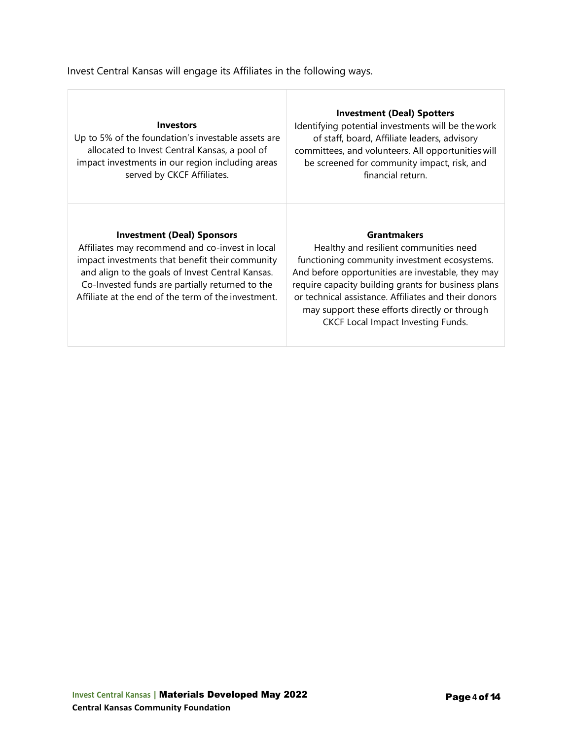Invest Central Kansas will engage its Affiliates in the following ways.

| **Investors**<br>Up to 5% of the foundation's investable assets are allocated to Invest Central Kansas, a pool of impact investments in our region including areas served by CKCF Affiliates. | **Investment (Deal) Spotters**<br>Identifying potential investments will be the work of staff, board, Affiliate leaders, advisory committees, and volunteers. All opportunities will be screened for community impact, risk, and financial return. |
| --- | --- |
| **Investment (Deal) Sponsors**<br>Affiliates may recommend and co-invest in local impact investments that benefit their community and align to the goals of Invest Central Kansas. Co-Invested funds are partially returned to the Affiliate at the end of the term of the investment. | **Grantmakers**<br>Healthy and resilient communities need functioning community investment ecosystems. And before opportunities are investable, they may require capacity building grants for business plans or technical assistance. Affiliates and their donors may support these efforts directly or through CKCF Local Impact Investing Funds. |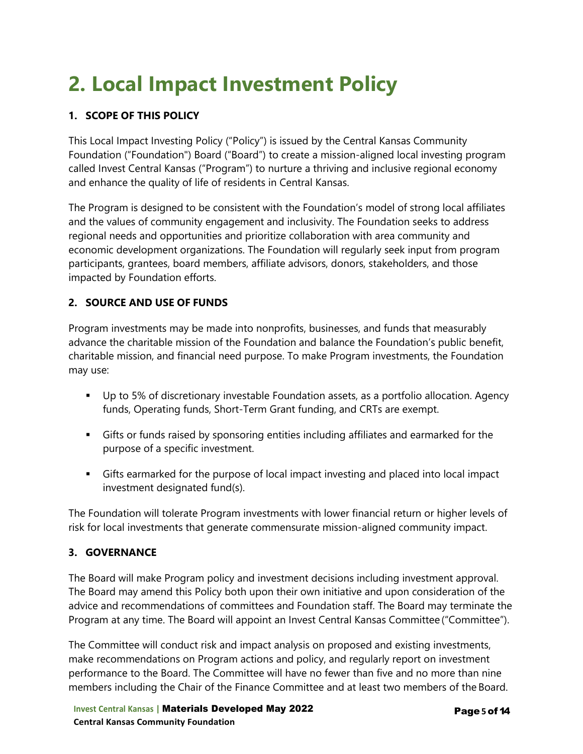# 2. Local Impact Investment Policy

### 1. SCOPE OF THIS POLICY

This Local Impact Investing Policy ("Policy") is issued by the Central Kansas Community Foundation ("Foundation") Board ("Board") to create a mission-aligned local investing program called Invest Central Kansas ("Program") to nurture a thriving and inclusive regional economy and enhance the quality of life of residents in Central Kansas.

The Program is designed to be consistent with the Foundation's model of strong local affiliates and the values of community engagement and inclusivity. The Foundation seeks to address regional needs and opportunities and prioritize collaboration with area community and economic development organizations. The Foundation will regularly seek input from program participants, grantees, board members, affiliate advisors, donors, stakeholders, and those impacted by Foundation efforts.

### 2. SOURCE AND USE OF FUNDS

Program investments may be made into nonprofits, businesses, and funds that measurably advance the charitable mission of the Foundation and balance the Foundation's public benefit, charitable mission, and financial need purpose. To make Program investments, the Foundation may use:

- Up to 5% of discretionary investable Foundation assets, as a portfolio allocation. Agency funds, Operating funds, Short-Term Grant funding, and CRTs are exempt.
- Gifts or funds raised by sponsoring entities including affiliates and earmarked for the purpose of a specific investment.
- Gifts earmarked for the purpose of local impact investing and placed into local impact investment designated fund(s).

The Foundation will tolerate Program investments with lower financial return or higher levels of risk for local investments that generate commensurate mission-aligned community impact.

### 3. GOVERNANCE

The Board will make Program policy and investment decisions including investment approval. The Board may amend this Policy both upon their own initiative and upon consideration of the advice and recommendations of committees and Foundation staff. The Board may terminate the Program at any time. The Board will appoint an Invest Central Kansas Committee ("Committee").

The Committee will conduct risk and impact analysis on proposed and existing investments, make recommendations on Program actions and policy, and regularly report on investment performance to the Board. The Committee will have no fewer than five and no more than nine members including the Chair of the Finance Committee and at least two members of the Board.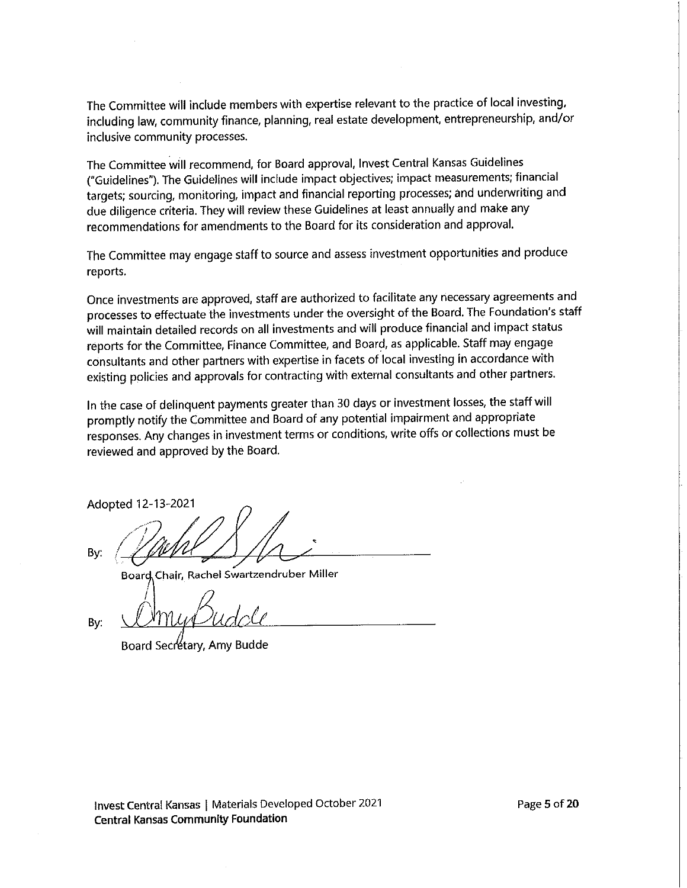The Committee will include members with expertise relevant to the practice of local investing, including law, community finance, planning, real estate development, entrepreneurship, and/or inclusive community processes.

The Committee will recommend, for Board approval, Invest Central Kansas Guidelines ("Guidelines"). The Guidelines will include impact objectives; impact measurements; financial targets; sourcing, monitoring, impact and financial reporting processes; and underwriting and due diligence criteria. They will review these Guidelines at least annually and make any recommendations for amendments to the Board for its consideration and approval.

The Committee may engage staff to source and assess investment opportunities and produce reports.

Once investments are approved, staff are authorized to facilitate any necessary agreements and processes to effectuate the investments under the oversight of the Board. The Foundation's staff will maintain detailed records on all investments and will produce financial and impact status reports for the Committee, Finance Committee, and Board, as applicable. Staff may engage consultants and other partners with expertise in facets of local investing in accordance with existing policies and approvals for contracting with external consultants and other partners.

In the case of delinquent payments greater than 30 days or investment losses, the staff will promptly notify the Committee and Board of any potential impairment and appropriate responses. Any changes in investment terms or conditions, write offs or collections must be reviewed and approved by the Board.

Adopted 12-13-2021

By: ______________________________

Board Chair, Rachel Swartzendruber Miller

By: ______________________________

Board Secretary, Amy Budde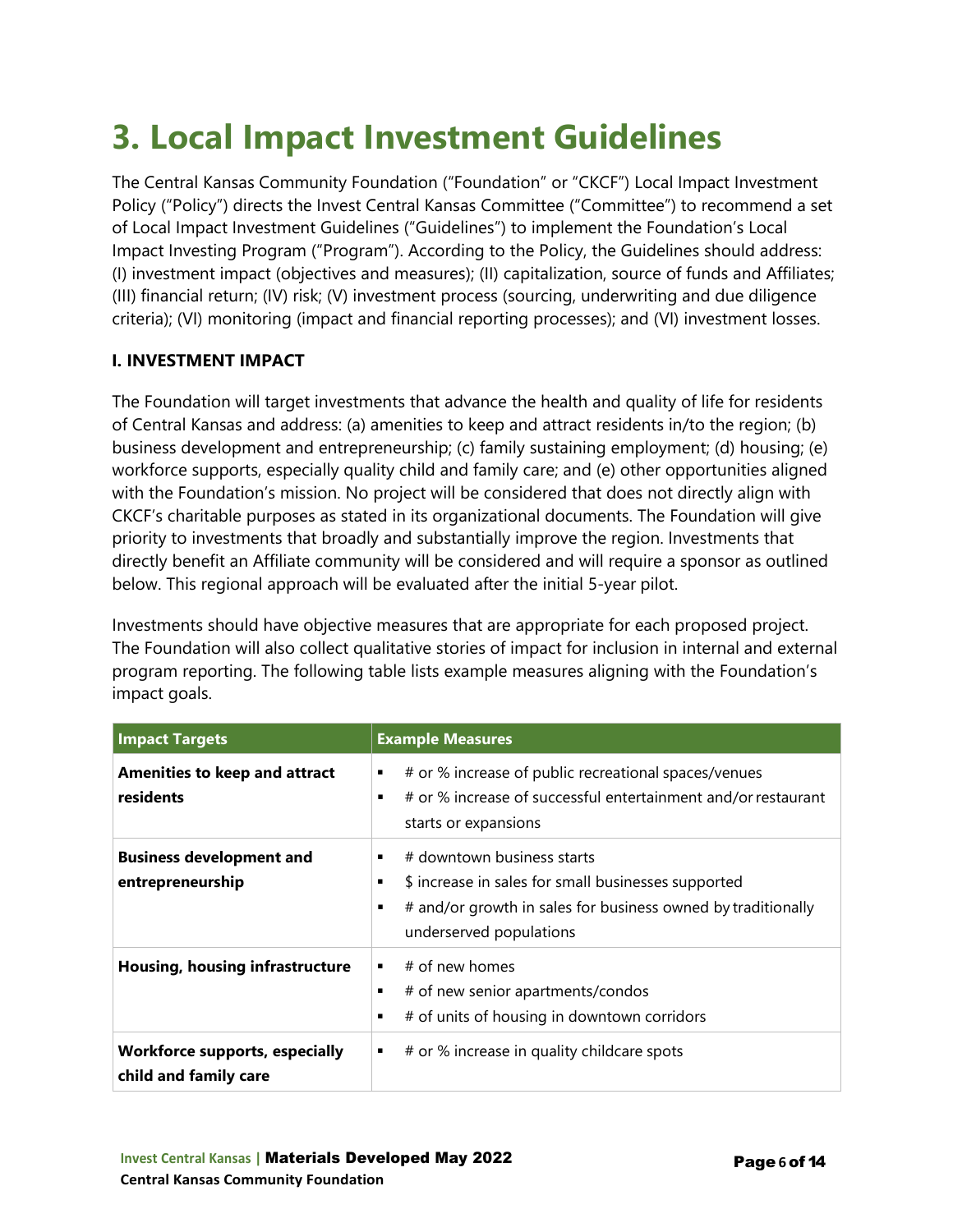# 3. Local Impact Investment Guidelines

The Central Kansas Community Foundation ("Foundation" or "CKCF") Local Impact Investment Policy ("Policy") directs the Invest Central Kansas Committee ("Committee") to recommend a set of Local Impact Investment Guidelines ("Guidelines") to implement the Foundation's Local Impact Investing Program ("Program"). According to the Policy, the Guidelines should address: (I) investment impact (objectives and measures); (II) capitalization, source of funds and Affiliates; (III) financial return; (IV) risk; (V) investment process (sourcing, underwriting and due diligence criteria); (VI) monitoring (impact and financial reporting processes); and (VI) investment losses.

### I. INVESTMENT IMPACT

The Foundation will target investments that advance the health and quality of life for residents of Central Kansas and address: (a) amenities to keep and attract residents in/to the region; (b) business development and entrepreneurship; (c) family sustaining employment; (d) housing; (e) workforce supports, especially quality child and family care; and (e) other opportunities aligned with the Foundation's mission. No project will be considered that does not directly align with CKCF's charitable purposes as stated in its organizational documents. The Foundation will give priority to investments that broadly and substantially improve the region. Investments that directly benefit an Affiliate community will be considered and will require a sponsor as outlined below. This regional approach will be evaluated after the initial 5-year pilot.

Investments should have objective measures that are appropriate for each proposed project. The Foundation will also collect qualitative stories of impact for inclusion in internal and external program reporting. The following table lists example measures aligning with the Foundation's impact goals.

| Impact Targets | Example Measures |
|---|---|
| **Amenities to keep and attract residents** | ▪ # or % increase of public recreational spaces/venues<br>▪ # or % increase of successful entertainment and/or restaurant starts or expansions |
| **Business development and entrepreneurship** | ▪ # downtown business starts<br>▪ $ increase in sales for small businesses supported<br>▪ # and/or growth in sales for business owned by traditionally underserved populations |
| **Housing, housing infrastructure** | ▪ # of new homes<br>▪ # of new senior apartments/condos<br>▪ # of units of housing in downtown corridors |
| **Workforce supports, especially child and family care** | ▪ # or % increase in quality childcare spots |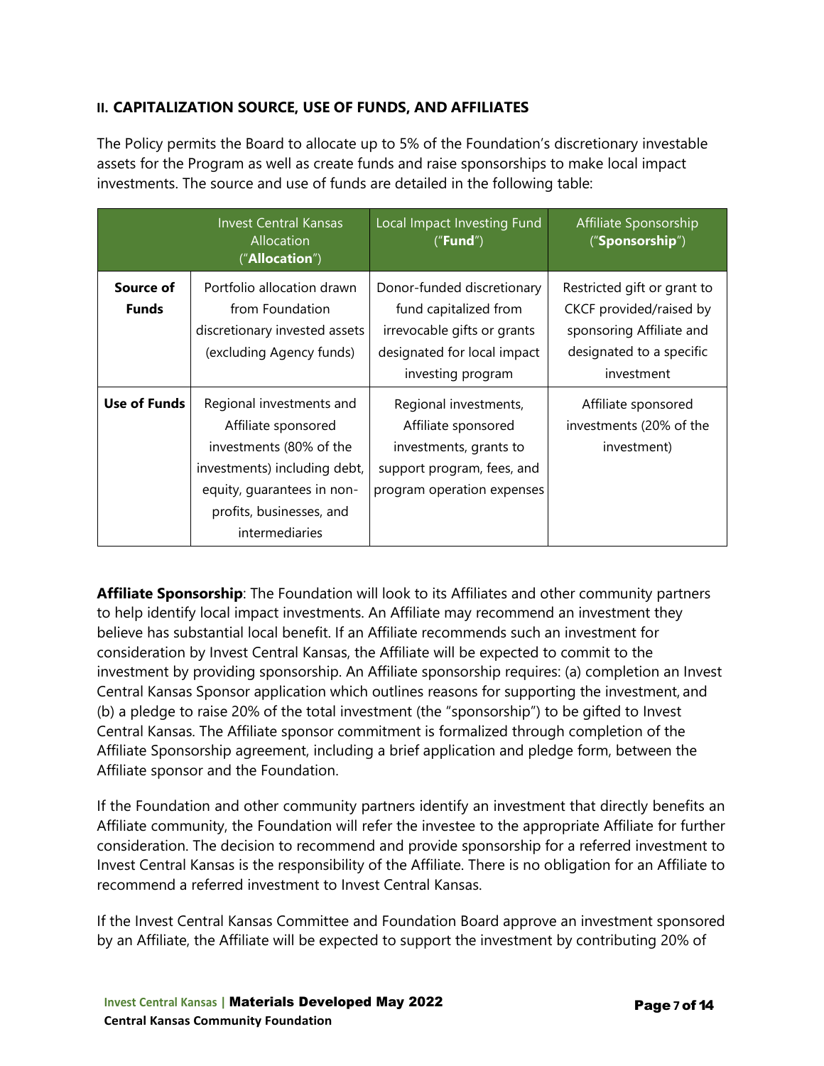## II. CAPITALIZATION SOURCE, USE OF FUNDS, AND AFFILIATES

The Policy permits the Board to allocate up to 5% of the Foundation's discretionary investable assets for the Program as well as create funds and raise sponsorships to make local impact investments. The source and use of funds are detailed in the following table:

| | Invest Central Kansas Allocation ("**Allocation**") | Local Impact Investing Fund ("**Fund**") | Affiliate Sponsorship ("**Sponsorship**") |
|---|---|---|---|
| **Source of Funds** | Portfolio allocation drawn from Foundation discretionary invested assets (excluding Agency funds) | Donor-funded discretionary fund capitalized from irrevocable gifts or grants designated for local impact investing program | Restricted gift or grant to CKCF provided/raised by sponsoring Affiliate and designated to a specific investment |
| **Use of Funds** | Regional investments and Affiliate sponsored investments (80% of the investments) including debt, equity, guarantees in non-profits, businesses, and intermediaries | Regional investments, Affiliate sponsored investments, grants to support program, fees, and program operation expenses | Affiliate sponsored investments (20% of the investment) |

**Affiliate Sponsorship**: The Foundation will look to its Affiliates and other community partners to help identify local impact investments. An Affiliate may recommend an investment they believe has substantial local benefit. If an Affiliate recommends such an investment for consideration by Invest Central Kansas, the Affiliate will be expected to commit to the investment by providing sponsorship. An Affiliate sponsorship requires: (a) completion an Invest Central Kansas Sponsor application which outlines reasons for supporting the investment, and (b) a pledge to raise 20% of the total investment (the "sponsorship") to be gifted to Invest Central Kansas. The Affiliate sponsor commitment is formalized through completion of the Affiliate Sponsorship agreement, including a brief application and pledge form, between the Affiliate sponsor and the Foundation.

If the Foundation and other community partners identify an investment that directly benefits an Affiliate community, the Foundation will refer the investee to the appropriate Affiliate for further consideration. The decision to recommend and provide sponsorship for a referred investment to Invest Central Kansas is the responsibility of the Affiliate. There is no obligation for an Affiliate to recommend a referred investment to Invest Central Kansas.

If the Invest Central Kansas Committee and Foundation Board approve an investment sponsored by an Affiliate, the Affiliate will be expected to support the investment by contributing 20% of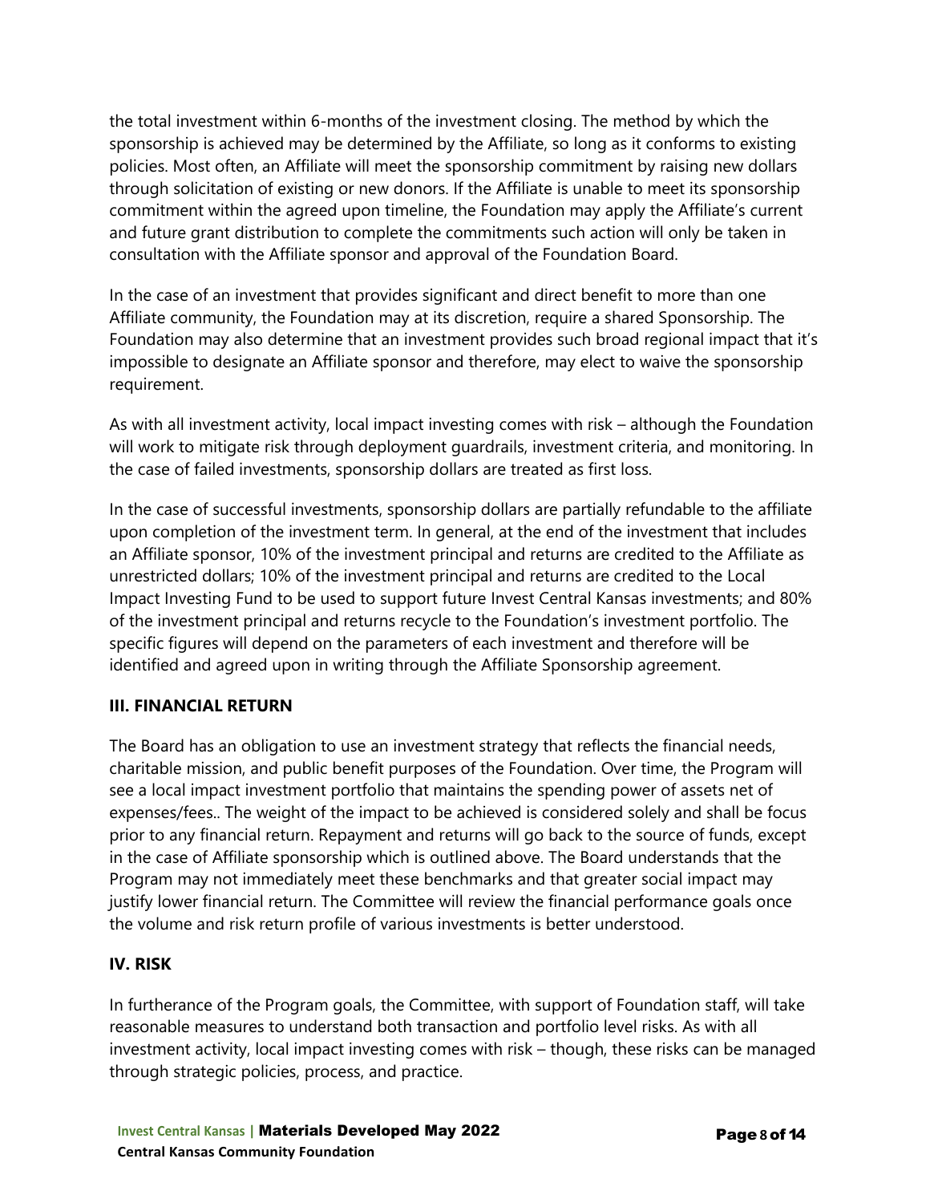the total investment within 6-months of the investment closing. The method by which the sponsorship is achieved may be determined by the Affiliate, so long as it conforms to existing policies. Most often, an Affiliate will meet the sponsorship commitment by raising new dollars through solicitation of existing or new donors. If the Affiliate is unable to meet its sponsorship commitment within the agreed upon timeline, the Foundation may apply the Affiliate's current and future grant distribution to complete the commitments such action will only be taken in consultation with the Affiliate sponsor and approval of the Foundation Board.

In the case of an investment that provides significant and direct benefit to more than one Affiliate community, the Foundation may at its discretion, require a shared Sponsorship. The Foundation may also determine that an investment provides such broad regional impact that it's impossible to designate an Affiliate sponsor and therefore, may elect to waive the sponsorship requirement.

As with all investment activity, local impact investing comes with risk – although the Foundation will work to mitigate risk through deployment guardrails, investment criteria, and monitoring. In the case of failed investments, sponsorship dollars are treated as first loss.

In the case of successful investments, sponsorship dollars are partially refundable to the affiliate upon completion of the investment term. In general, at the end of the investment that includes an Affiliate sponsor, 10% of the investment principal and returns are credited to the Affiliate as unrestricted dollars; 10% of the investment principal and returns are credited to the Local Impact Investing Fund to be used to support future Invest Central Kansas investments; and 80% of the investment principal and returns recycle to the Foundation's investment portfolio. The specific figures will depend on the parameters of each investment and therefore will be identified and agreed upon in writing through the Affiliate Sponsorship agreement.

## III. FINANCIAL RETURN

The Board has an obligation to use an investment strategy that reflects the financial needs, charitable mission, and public benefit purposes of the Foundation. Over time, the Program will see a local impact investment portfolio that maintains the spending power of assets net of expenses/fees.. The weight of the impact to be achieved is considered solely and shall be focus prior to any financial return. Repayment and returns will go back to the source of funds, except in the case of Affiliate sponsorship which is outlined above. The Board understands that the Program may not immediately meet these benchmarks and that greater social impact may justify lower financial return. The Committee will review the financial performance goals once the volume and risk return profile of various investments is better understood.

## IV. RISK

In furtherance of the Program goals, the Committee, with support of Foundation staff, will take reasonable measures to understand both transaction and portfolio level risks. As with all investment activity, local impact investing comes with risk – though, these risks can be managed through strategic policies, process, and practice.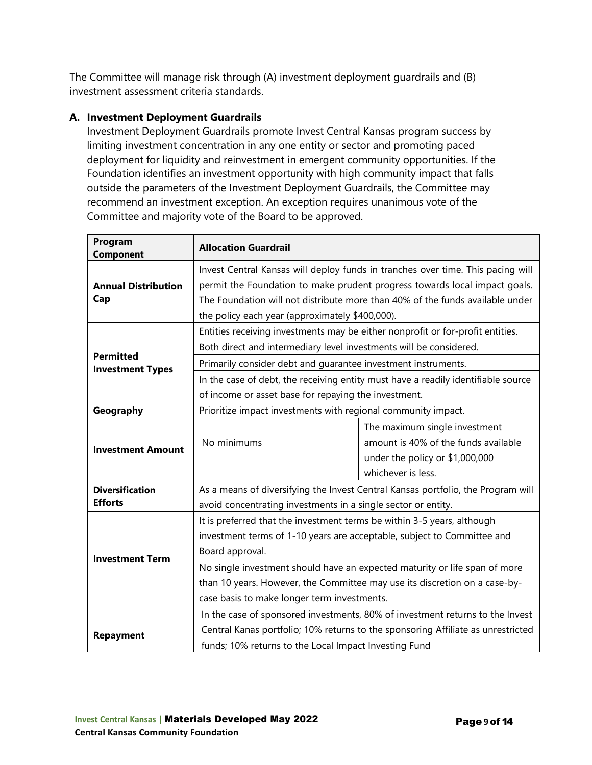The Committee will manage risk through (A) investment deployment guardrails and (B) investment assessment criteria standards.

## A. Investment Deployment Guardrails

Investment Deployment Guardrails promote Invest Central Kansas program success by limiting investment concentration in any one entity or sector and promoting paced deployment for liquidity and reinvestment in emergent community opportunities. If the Foundation identifies an investment opportunity with high community impact that falls outside the parameters of the Investment Deployment Guardrails, the Committee may recommend an investment exception. An exception requires unanimous vote of the Committee and majority vote of the Board to be approved.

| Program Component | Allocation Guardrail | |
|---|---|---|
| **Annual Distribution Cap** | Invest Central Kansas will deploy funds in tranches over time. This pacing will permit the Foundation to make prudent progress towards local impact goals. The Foundation will not distribute more than 40% of the funds available under the policy each year (approximately $400,000). | |
| **Permitted Investment Types** | Entities receiving investments may be either nonprofit or for-profit entities. | |
| | Both direct and intermediary level investments will be considered. | |
| | Primarily consider debt and guarantee investment instruments. | |
| | In the case of debt, the receiving entity must have a readily identifiable source of income or asset base for repaying the investment. | |
| **Geography** | Prioritize impact investments with regional community impact. | |
| **Investment Amount** | No minimums | The maximum single investment amount is 40% of the funds available under the policy or $1,000,000 whichever is less. |
| **Diversification Efforts** | As a means of diversifying the Invest Central Kansas portfolio, the Program will avoid concentrating investments in a single sector or entity. | |
| **Investment Term** | It is preferred that the investment terms be within 3-5 years, although investment terms of 1-10 years are acceptable, subject to Committee and Board approval. | |
| | No single investment should have an expected maturity or life span of more than 10 years. However, the Committee may use its discretion on a case-by-case basis to make longer term investments. | |
| **Repayment** | In the case of sponsored investments, 80% of investment returns to the Invest Central Kanas portfolio; 10% returns to the sponsoring Affiliate as unrestricted funds; 10% returns to the Local Impact Investing Fund | |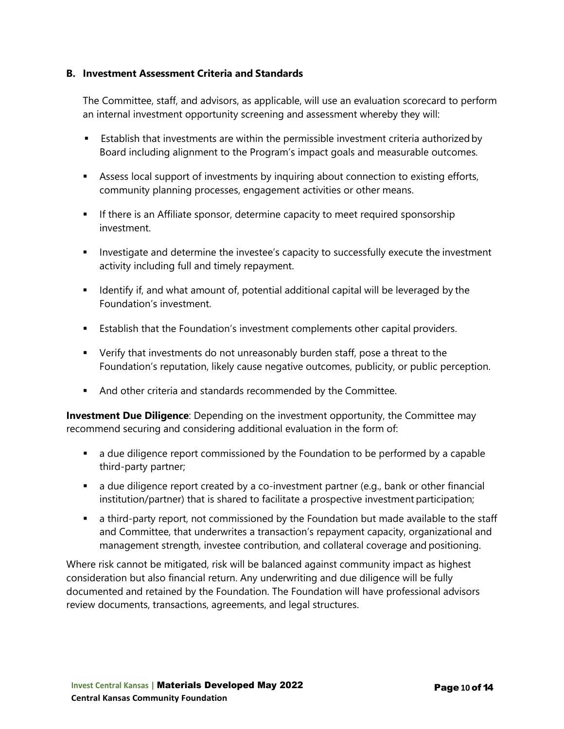### B. Investment Assessment Criteria and Standards

The Committee, staff, and advisors, as applicable, will use an evaluation scorecard to perform an internal investment opportunity screening and assessment whereby they will:

- Establish that investments are within the permissible investment criteria authorized by Board including alignment to the Program's impact goals and measurable outcomes.
- Assess local support of investments by inquiring about connection to existing efforts, community planning processes, engagement activities or other means.
- If there is an Affiliate sponsor, determine capacity to meet required sponsorship investment.
- Investigate and determine the investee's capacity to successfully execute the investment activity including full and timely repayment.
- Identify if, and what amount of, potential additional capital will be leveraged by the Foundation's investment.
- Establish that the Foundation's investment complements other capital providers.
- Verify that investments do not unreasonably burden staff, pose a threat to the Foundation's reputation, likely cause negative outcomes, publicity, or public perception.
- And other criteria and standards recommended by the Committee.

**Investment Due Diligence**: Depending on the investment opportunity, the Committee may recommend securing and considering additional evaluation in the form of:

- a due diligence report commissioned by the Foundation to be performed by a capable third-party partner;
- a due diligence report created by a co-investment partner (e.g., bank or other financial institution/partner) that is shared to facilitate a prospective investment participation;
- a third-party report, not commissioned by the Foundation but made available to the staff and Committee, that underwrites a transaction's repayment capacity, organizational and management strength, investee contribution, and collateral coverage and positioning.

Where risk cannot be mitigated, risk will be balanced against community impact as highest consideration but also financial return. Any underwriting and due diligence will be fully documented and retained by the Foundation. The Foundation will have professional advisors review documents, transactions, agreements, and legal structures.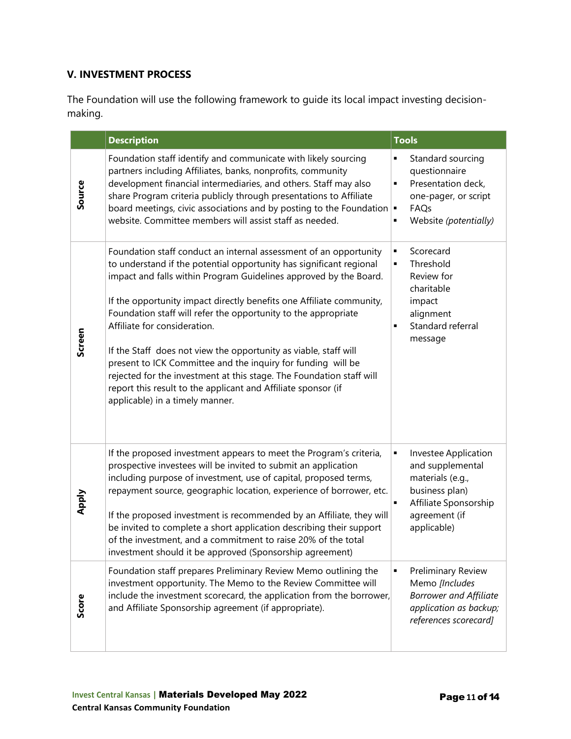## V. INVESTMENT PROCESS

The Foundation will use the following framework to guide its local impact investing decision-making.

| | Description | Tools |
|---|---|---|
| **Source** | Foundation staff identify and communicate with likely sourcing partners including Affiliates, banks, nonprofits, community development financial intermediaries, and others. Staff may also share Program criteria publicly through presentations to Affiliate board meetings, civic associations and by posting to the Foundation website. Committee members will assist staff as needed. | ▪ Standard sourcing questionnaire<br>▪ Presentation deck, one-pager, or script<br>▪ FAQs<br>▪ Website *(potentially)* |
| **Screen** | Foundation staff conduct an internal assessment of an opportunity to understand if the potential opportunity has significant regional impact and falls within Program Guidelines approved by the Board.<br><br>If the opportunity impact directly benefits one Affiliate community, Foundation staff will refer the opportunity to the appropriate Affiliate for consideration.<br><br>If the Staff does not view the opportunity as viable, staff will present to ICK Committee and the inquiry for funding will be rejected for the investment at this stage. The Foundation staff will report this result to the applicant and Affiliate sponsor (if applicable) in a timely manner. | ▪ Scorecard<br>▪ Threshold Review for charitable impact alignment<br>▪ Standard referral message |
| **Apply** | If the proposed investment appears to meet the Program's criteria, prospective investees will be invited to submit an application including purpose of investment, use of capital, proposed terms, repayment source, geographic location, experience of borrower, etc.<br><br>If the proposed investment is recommended by an Affiliate, they will be invited to complete a short application describing their support of the investment, and a commitment to raise 20% of the total investment should it be approved (Sponsorship agreement) | ▪ Investee Application and supplemental materials (e.g., business plan)<br>▪ Affiliate Sponsorship agreement (if applicable) |
| **Score** | Foundation staff prepares Preliminary Review Memo outlining the investment opportunity. The Memo to the Review Committee will include the investment scorecard, the application from the borrower, and Affiliate Sponsorship agreement (if appropriate). | ▪ Preliminary Review Memo *[Includes Borrower and Affiliate application as backup; references scorecard]* |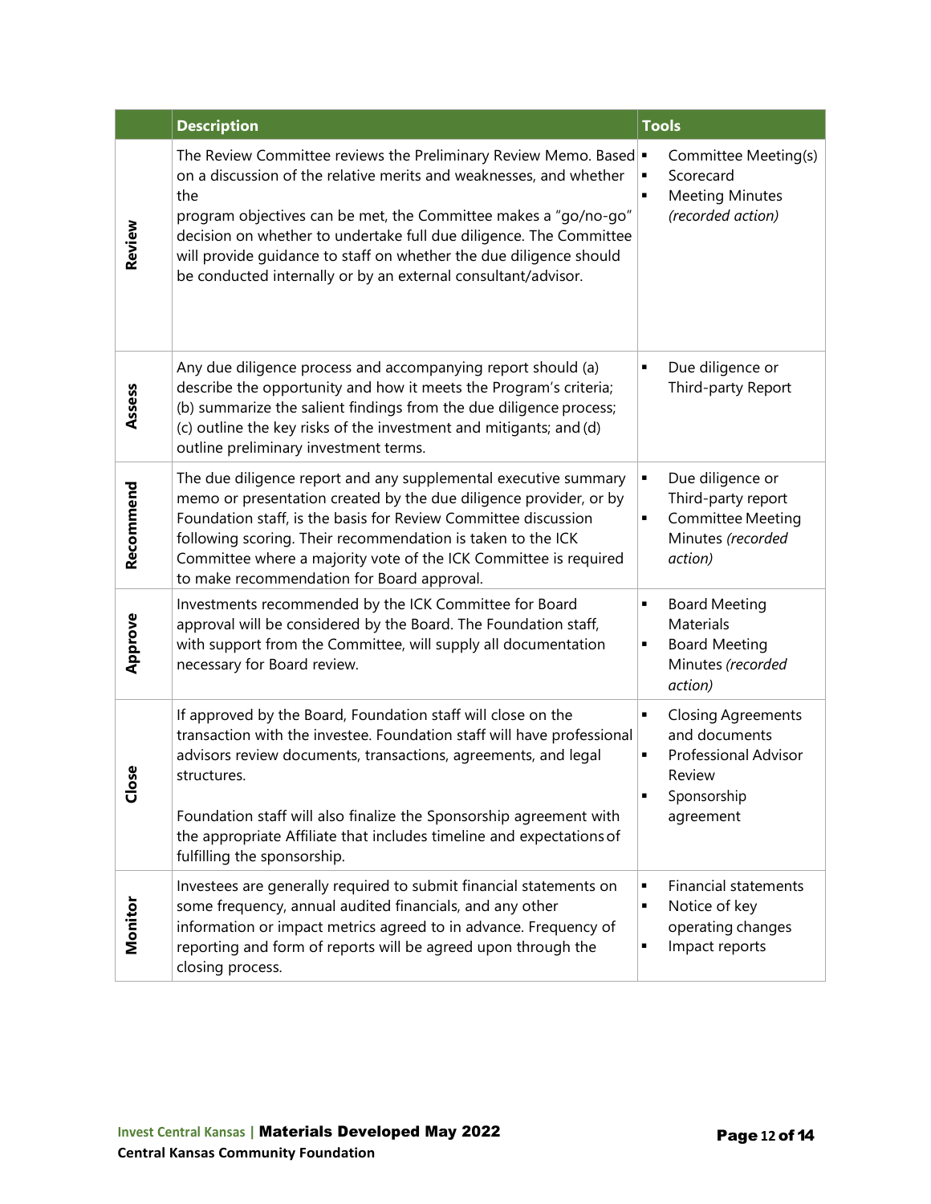| | Description | Tools |
|---|---|---|
| **Review** | The Review Committee reviews the Preliminary Review Memo. Based on a discussion of the relative merits and weaknesses, and whether the program objectives can be met, the Committee makes a "go/no-go" decision on whether to undertake full due diligence. The Committee will provide guidance to staff on whether the due diligence should be conducted internally or by an external consultant/advisor. | ▪ Committee Meeting(s)<br>▪ Scorecard<br>▪ Meeting Minutes *(recorded action)* |
| **Assess** | Any due diligence process and accompanying report should (a) describe the opportunity and how it meets the Program's criteria; (b) summarize the salient findings from the due diligence process; (c) outline the key risks of the investment and mitigants; and (d) outline preliminary investment terms. | ▪ Due diligence or Third-party Report |
| **Recommend** | The due diligence report and any supplemental executive summary memo or presentation created by the due diligence provider, or by Foundation staff, is the basis for Review Committee discussion following scoring. Their recommendation is taken to the ICK Committee where a majority vote of the ICK Committee is required to make recommendation for Board approval. | ▪ Due diligence or Third-party report<br>▪ Committee Meeting Minutes *(recorded action)* |
| **Approve** | Investments recommended by the ICK Committee for Board approval will be considered by the Board. The Foundation staff, with support from the Committee, will supply all documentation necessary for Board review. | ▪ Board Meeting Materials<br>▪ Board Meeting Minutes *(recorded action)* |
| **Close** | If approved by the Board, Foundation staff will close on the transaction with the investee. Foundation staff will have professional advisors review documents, transactions, agreements, and legal structures.<br><br>Foundation staff will also finalize the Sponsorship agreement with the appropriate Affiliate that includes timeline and expectations of fulfilling the sponsorship. | ▪ Closing Agreements and documents<br>▪ Professional Advisor Review<br>▪ Sponsorship agreement |
| **Monitor** | Investees are generally required to submit financial statements on some frequency, annual audited financials, and any other information or impact metrics agreed to in advance. Frequency of reporting and form of reports will be agreed upon through the closing process. | ▪ Financial statements<br>▪ Notice of key operating changes<br>▪ Impact reports |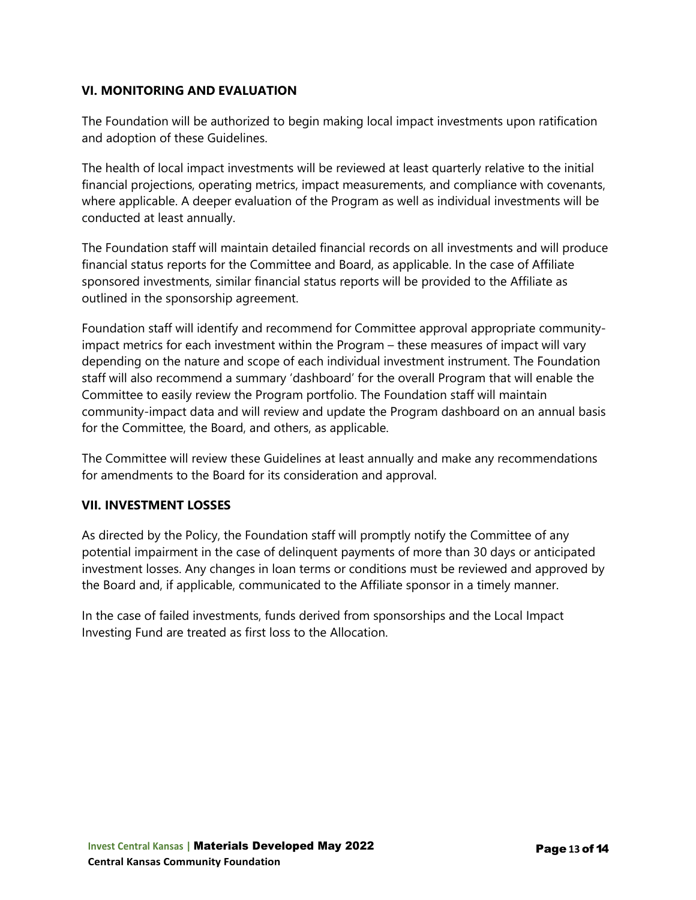## VI. MONITORING AND EVALUATION

The Foundation will be authorized to begin making local impact investments upon ratification and adoption of these Guidelines.

The health of local impact investments will be reviewed at least quarterly relative to the initial financial projections, operating metrics, impact measurements, and compliance with covenants, where applicable. A deeper evaluation of the Program as well as individual investments will be conducted at least annually.

The Foundation staff will maintain detailed financial records on all investments and will produce financial status reports for the Committee and Board, as applicable. In the case of Affiliate sponsored investments, similar financial status reports will be provided to the Affiliate as outlined in the sponsorship agreement.

Foundation staff will identify and recommend for Committee approval appropriate community-impact metrics for each investment within the Program – these measures of impact will vary depending on the nature and scope of each individual investment instrument. The Foundation staff will also recommend a summary 'dashboard' for the overall Program that will enable the Committee to easily review the Program portfolio. The Foundation staff will maintain community-impact data and will review and update the Program dashboard on an annual basis for the Committee, the Board, and others, as applicable.

The Committee will review these Guidelines at least annually and make any recommendations for amendments to the Board for its consideration and approval.

## VII. INVESTMENT LOSSES

As directed by the Policy, the Foundation staff will promptly notify the Committee of any potential impairment in the case of delinquent payments of more than 30 days or anticipated investment losses. Any changes in loan terms or conditions must be reviewed and approved by the Board and, if applicable, communicated to the Affiliate sponsor in a timely manner.

In the case of failed investments, funds derived from sponsorships and the Local Impact Investing Fund are treated as first loss to the Allocation.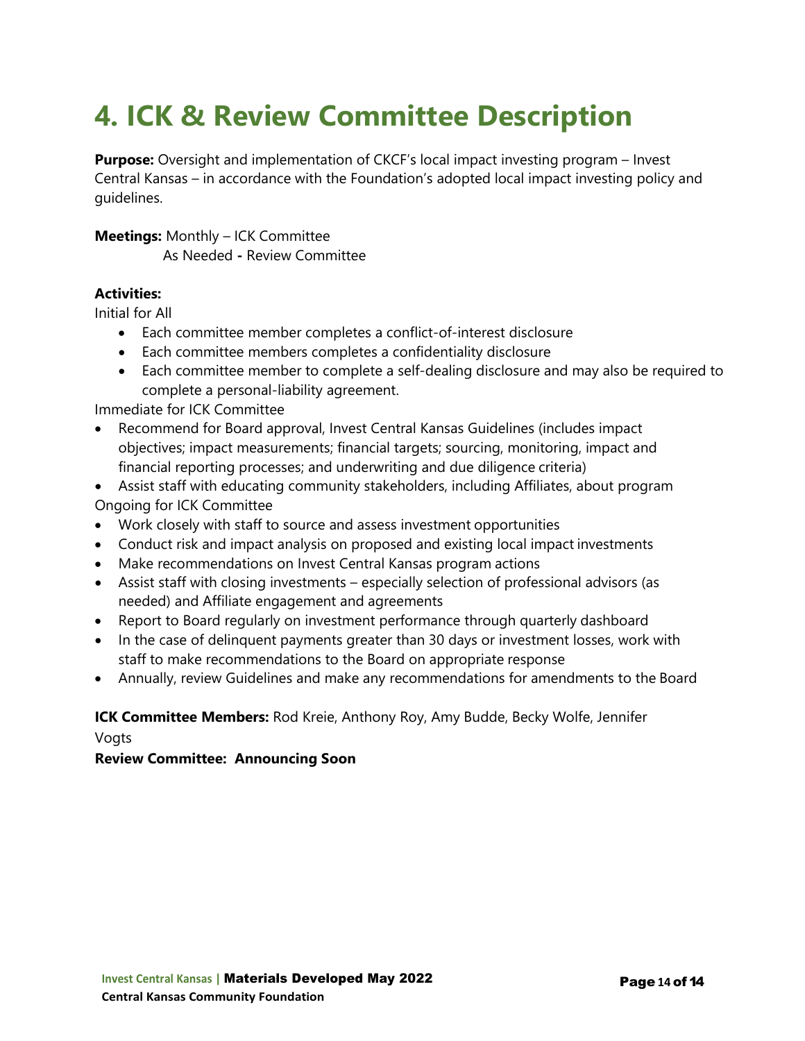# 4. ICK & Review Committee Description

**Purpose:** Oversight and implementation of CKCF's local impact investing program – Invest Central Kansas – in accordance with the Foundation's adopted local impact investing policy and guidelines.

**Meetings:** Monthly – ICK Committee
As Needed **-** Review Committee

**Activities:**

Initial for All

- Each committee member completes a conflict-of-interest disclosure
- Each committee members completes a confidentiality disclosure
- Each committee member to complete a self-dealing disclosure and may also be required to complete a personal-liability agreement.

Immediate for ICK Committee

- Recommend for Board approval, Invest Central Kansas Guidelines (includes impact objectives; impact measurements; financial targets; sourcing, monitoring, impact and financial reporting processes; and underwriting and due diligence criteria)
- Assist staff with educating community stakeholders, including Affiliates, about program

Ongoing for ICK Committee

- Work closely with staff to source and assess investment opportunities
- Conduct risk and impact analysis on proposed and existing local impact investments
- Make recommendations on Invest Central Kansas program actions
- Assist staff with closing investments – especially selection of professional advisors (as needed) and Affiliate engagement and agreements
- Report to Board regularly on investment performance through quarterly dashboard
- In the case of delinquent payments greater than 30 days or investment losses, work with staff to make recommendations to the Board on appropriate response
- Annually, review Guidelines and make any recommendations for amendments to the Board

**ICK Committee Members:** Rod Kreie, Anthony Roy, Amy Budde, Becky Wolfe, Jennifer Vogts

**Review Committee: Announcing Soon**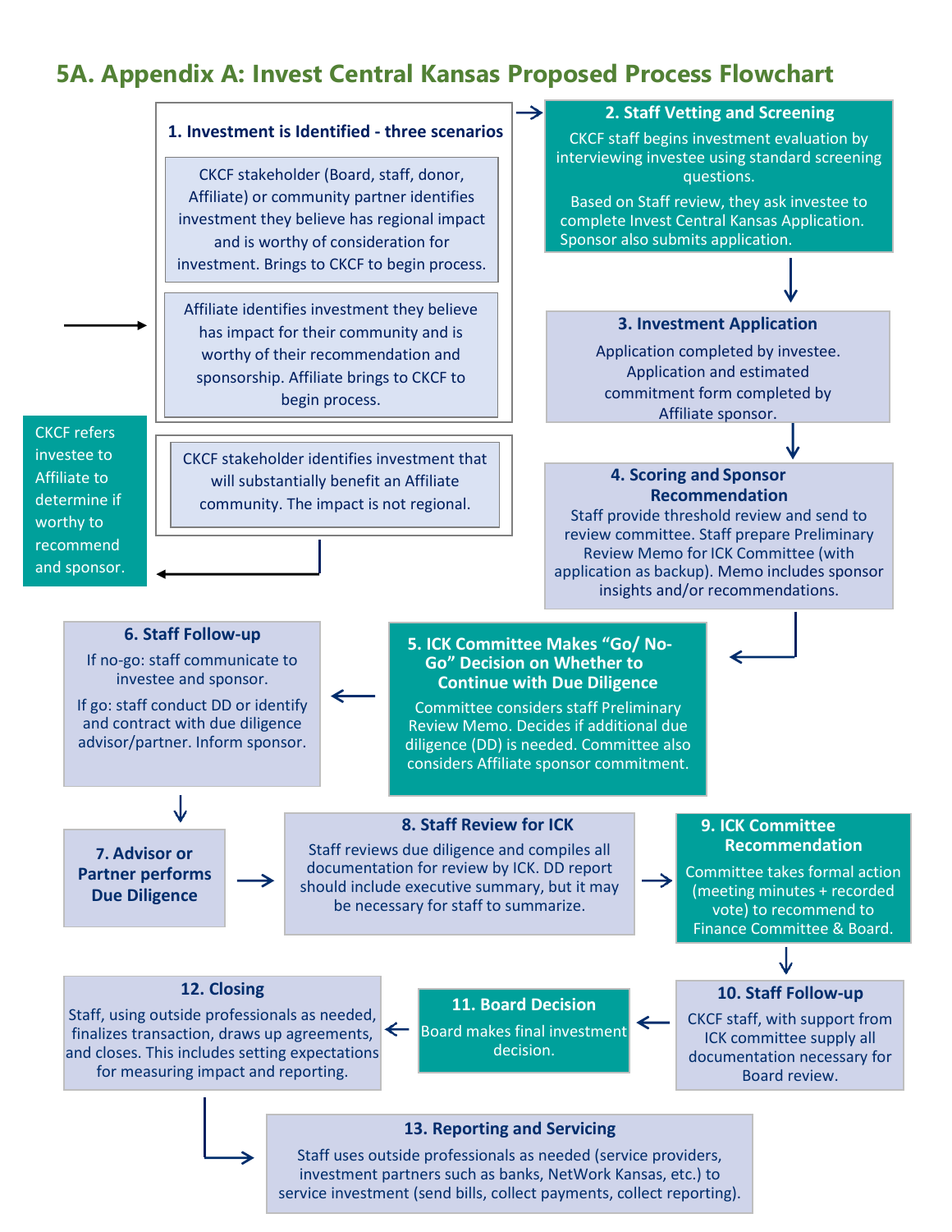## 5A. Appendix A: Invest Central Kansas Proposed Process Flowchart

### 1. Investment is Identified - three scenarios

CKCF stakeholder (Board, staff, donor, Affiliate) or community partner identifies investment they believe has regional impact and is worthy of consideration for investment. Brings to CKCF to begin process.

Affiliate identifies investment they believe has impact for their community and is worthy of their recommendation and sponsorship. Affiliate brings to CKCF to begin process.

CKCF stakeholder identifies investment that will substantially benefit an Affiliate community. The impact is not regional.

CKCF refers investee to Affiliate to determine if worthy to recommend and sponsor.

### 2. Staff Vetting and Screening

CKCF staff begins investment evaluation by interviewing investee using standard screening questions.

Based on Staff review, they ask investee to complete Invest Central Kansas Application. Sponsor also submits application.

### 3. Investment Application

Application completed by investee. Application and estimated commitment form completed by Affiliate sponsor.

### 4. Scoring and Sponsor Recommendation

Staff provide threshold review and send to review committee. Staff prepare Preliminary Review Memo for ICK Committee (with application as backup). Memo includes sponsor insights and/or recommendations.

### 5. ICK Committee Makes "Go/ No-Go" Decision on Whether to Continue with Due Diligence

Committee considers staff Preliminary Review Memo. Decides if additional due diligence (DD) is needed. Committee also considers Affiliate sponsor commitment.

### 6. Staff Follow-up

If no-go: staff communicate to investee and sponsor.

If go: staff conduct DD or identify and contract with due diligence advisor/partner. Inform sponsor.

### 7. Advisor or Partner performs Due Diligence

### 8. Staff Review for ICK

Staff reviews due diligence and compiles all documentation for review by ICK. DD report should include executive summary, but it may be necessary for staff to summarize.

### 9. ICK Committee Recommendation

Committee takes formal action (meeting minutes + recorded vote) to recommend to Finance Committee & Board.

### 10. Staff Follow-up

CKCF staff, with support from ICK committee supply all documentation necessary for Board review.

### 11. Board Decision

Board makes final investment decision.

### 12. Closing

Staff, using outside professionals as needed, finalizes transaction, draws up agreements, and closes. This includes setting expectations for measuring impact and reporting.

### 13. Reporting and Servicing

Staff uses outside professionals as needed (service providers, investment partners such as banks, NetWork Kansas, etc.) to service investment (send bills, collect payments, collect reporting).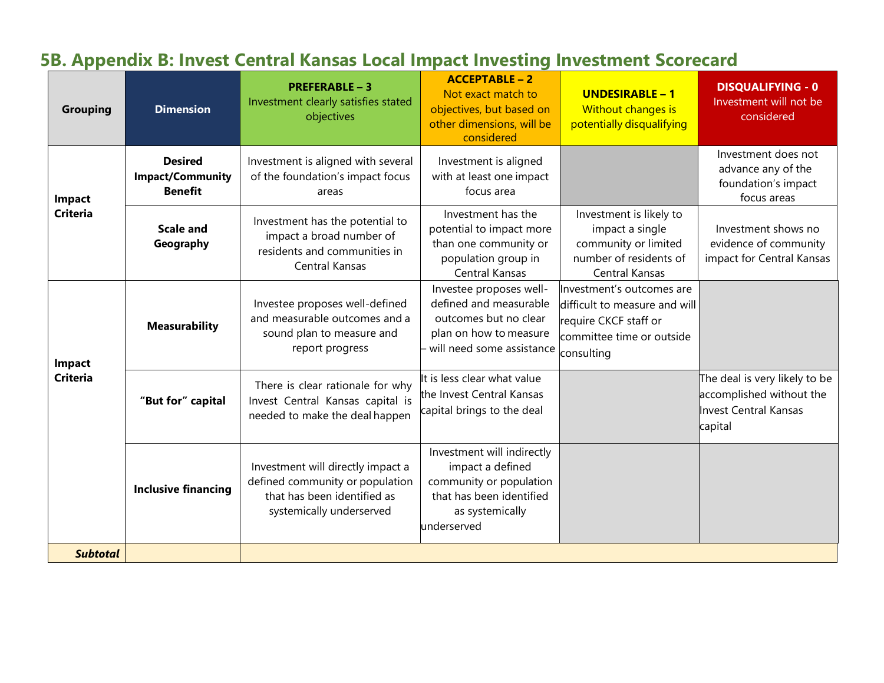## 5B. Appendix B: Invest Central Kansas Local Impact Investing Investment Scorecard

| Grouping | Dimension | **PREFERABLE – 3** Investment clearly satisfies stated objectives | **ACCEPTABLE – 2** Not exact match to objectives, but based on other dimensions, will be considered | **UNDESIRABLE – 1** Without changes is potentially disqualifying | **DISQUALIFYING - 0** Investment will not be considered |
|---|---|---|---|---|---|
| **Impact Criteria** | **Desired Impact/Community Benefit** | Investment is aligned with several of the foundation's impact focus areas | Investment is aligned with at least one impact focus area | | Investment does not advance any of the foundation's impact focus areas |
| | **Scale and Geography** | Investment has the potential to impact a broad number of residents and communities in Central Kansas | Investment has the potential to impact more than one community or population group in Central Kansas | Investment is likely to impact a single community or limited number of residents of Central Kansas | Investment shows no evidence of community impact for Central Kansas |
| **Impact Criteria** | **Measurability** | Investee proposes well-defined and measurable outcomes and a sound plan to measure and report progress | Investee proposes well-defined and measurable outcomes but no clear plan on how to measure – will need some assistance | Investment's outcomes are difficult to measure and will require CKCF staff or committee time or outside consulting | |
| | **"But for" capital** | There is clear rationale for why Invest Central Kansas capital is needed to make the deal happen | It is less clear what value the Invest Central Kansas capital brings to the deal | | The deal is very likely to be accomplished without the Invest Central Kansas capital |
| | **Inclusive financing** | Investment will directly impact a defined community or population that has been identified as systemically underserved | Investment will indirectly impact a defined community or population that has been identified as systemically underserved | | |
| ***Subtotal*** | | | | | |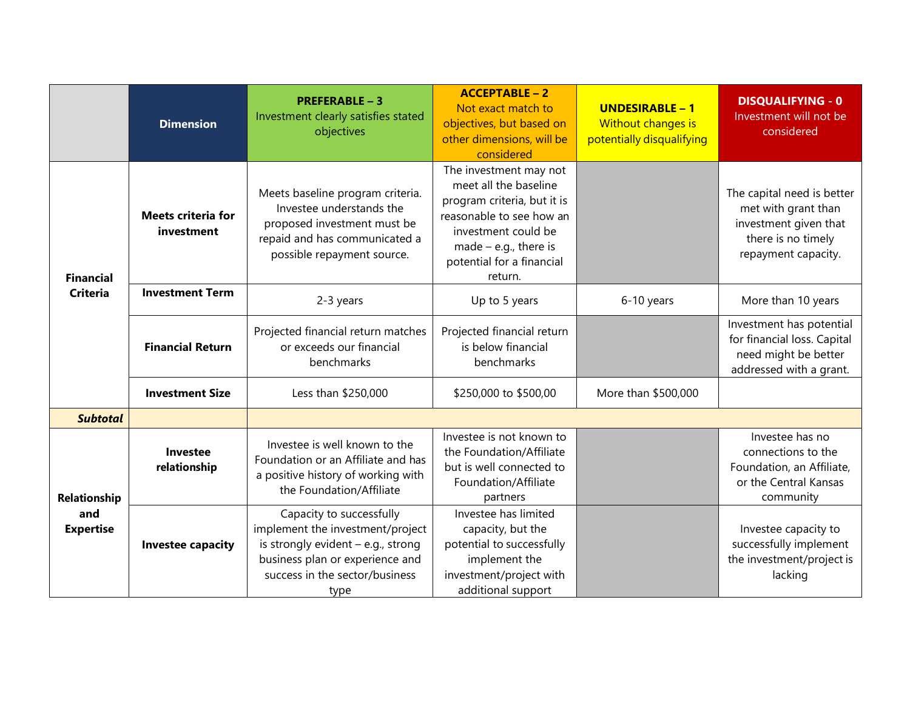| | Dimension | **PREFERABLE – 3** Investment clearly satisfies stated objectives | **ACCEPTABLE – 2** Not exact match to objectives, but based on other dimensions, will be considered | **UNDESIRABLE – 1** Without changes is potentially disqualifying | **DISQUALIFYING - 0** Investment will not be considered |
|---|---|---|---|---|---|
| **Financial Criteria** | **Meets criteria for investment** | Meets baseline program criteria. Investee understands the proposed investment must be repaid and has communicated a possible repayment source. | The investment may not meet all the baseline program criteria, but it is reasonable to see how an investment could be made – e.g., there is potential for a financial return. | | The capital need is better met with grant than investment given that there is no timely repayment capacity. |
| | **Investment Term** | 2-3 years | Up to 5 years | 6-10 years | More than 10 years |
| | **Financial Return** | Projected financial return matches or exceeds our financial benchmarks | Projected financial return is below financial benchmarks | | Investment has potential for financial loss. Capital need might be better addressed with a grant. |
| | **Investment Size** | Less than $250,000 | $250,000 to $500,00 | More than $500,000 | |
| ***Subtotal*** | | | | | |
| **Relationship and Expertise** | **Investee relationship** | Investee is well known to the Foundation or an Affiliate and has a positive history of working with the Foundation/Affiliate | Investee is not known to the Foundation/Affiliate but is well connected to Foundation/Affiliate partners | | Investee has no connections to the Foundation, an Affiliate, or the Central Kansas community |
| | **Investee capacity** | Capacity to successfully implement the investment/project is strongly evident – e.g., strong business plan or experience and success in the sector/business type | Investee has limited capacity, but the potential to successfully implement the investment/project with additional support | | Investee capacity to successfully implement the investment/project is lacking |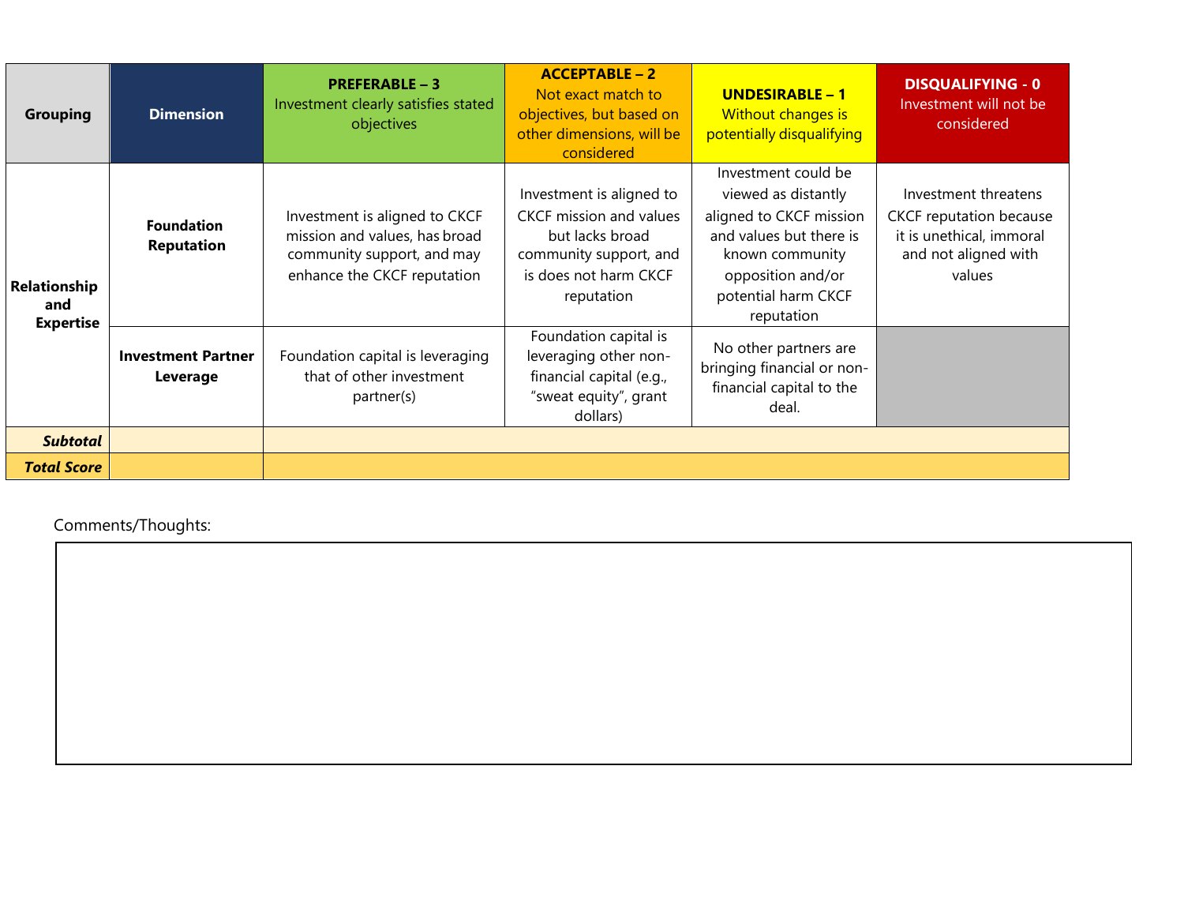| Grouping | Dimension | **PREFERABLE – 3** Investment clearly satisfies stated objectives | **ACCEPTABLE – 2** Not exact match to objectives, but based on other dimensions, will be considered | **UNDESIRABLE – 1** Without changes is potentially disqualifying | **DISQUALIFYING - 0** Investment will not be considered |
|---|---|---|---|---|---|
| **Relationship and Expertise** | **Foundation Reputation** | Investment is aligned to CKCF mission and values, has broad community support, and may enhance the CKCF reputation | Investment is aligned to CKCF mission and values but lacks broad community support, and is does not harm CKCF reputation | Investment could be viewed as distantly aligned to CKCF mission and values but there is known community opposition and/or potential harm CKCF reputation | Investment threatens CKCF reputation because it is unethical, immoral and not aligned with values |
| | **Investment Partner Leverage** | Foundation capital is leveraging that of other investment partner(s) | Foundation capital is leveraging other non-financial capital (e.g., "sweat equity", grant dollars) | No other partners are bringing financial or non-financial capital to the deal. | |
| ***Subtotal*** | | | | | |
| ***Total Score*** | | | | | |

Comments/Thoughts: